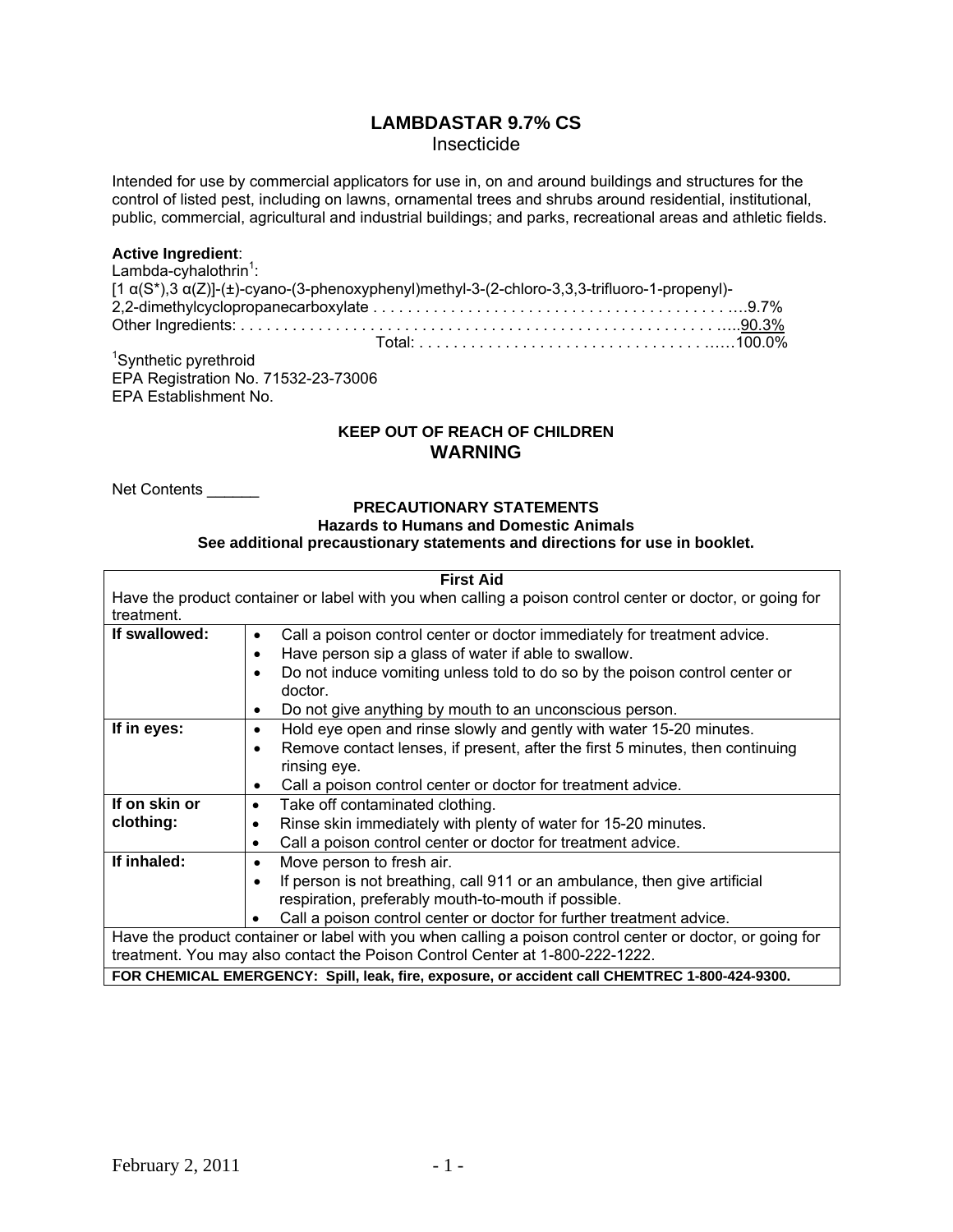# LAMBDASTAR 9.7% CS

Insecticide

Intended for use by commercial applicators for use in, on and around buildings and structures for the control of listed pest, including on lawns, ornamental trees and shrubs around residential, institutional, public, commercial, agricultural and industrial buildings; and parks, recreational areas and athletic fields.

**Active Ingredient**:
Lambda-cyhalothrin[1]:
[1 α(S*),3 α(Z)]-(±)-cyano-(3-phenoxyphenyl)methyl-3-(2-chloro-3,3,3-trifluoro-1-propenyl)-2,2-dimethylcyclopropanecarboxylate . . . . . . . . . . . . . . . . . . . . . . . . . . . . . . . . . . . . . . . . . . . ….9.7%
Other Ingredients: . . . . . . . . . . . . . . . . . . . . . . . . . . . . . . . . . . . . . . . . . . . . . . . . . . . . . . .....90.3%
Total: . . . . . . . . . . . . . . . . . . . . . . . . . . . . . . . . . . ..…100.0%

[1]Synthetic pyrethroid
EPA Registration No. 71532-23-73006
EPA Establishment No.

**KEEP OUT OF REACH OF CHILDREN**

**WARNING**

Net Contents ______

**PRECAUTIONARY STATEMENTS**

**Hazards to Humans and Domestic Animals**

**See additional precaustionary statements and directions for use in booklet.**

| **First Aid** | |
|---|---|
| Have the product container or label with you when calling a poison control center or doctor, or going for treatment. | |
| **If swallowed:** | • Call a poison control center or doctor immediately for treatment advice.<br>• Have person sip a glass of water if able to swallow.<br>• Do not induce vomiting unless told to do so by the poison control center or doctor.<br>• Do not give anything by mouth to an unconscious person. |
| **If in eyes:** | • Hold eye open and rinse slowly and gently with water 15-20 minutes.<br>• Remove contact lenses, if present, after the first 5 minutes, then continuing rinsing eye.<br>• Call a poison control center or doctor for treatment advice. |
| **If on skin or clothing:** | • Take off contaminated clothing.<br>• Rinse skin immediately with plenty of water for 15-20 minutes.<br>• Call a poison control center or doctor for treatment advice. |
| **If inhaled:** | • Move person to fresh air.<br>• If person is not breathing, call 911 or an ambulance, then give artificial respiration, preferably mouth-to-mouth if possible.<br>• Call a poison control center or doctor for further treatment advice. |
| Have the product container or label with you when calling a poison control center or doctor, or going for treatment. You may also contact the Poison Control Center at 1-800-222-1222. | |
| **FOR CHEMICAL EMERGENCY: Spill, leak, fire, exposure, or accident call CHEMTREC 1-800-424-9300.** | |

February 2, 2011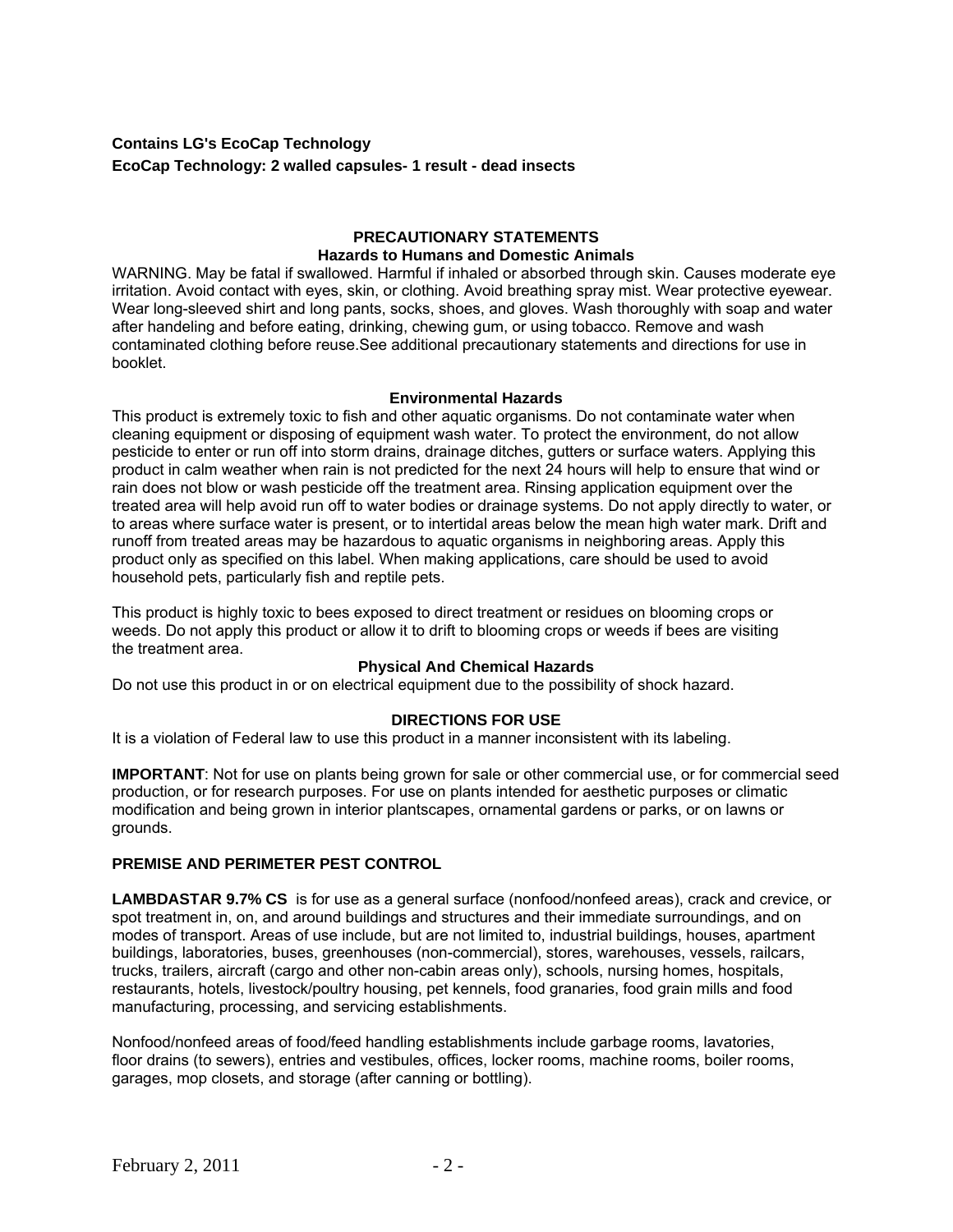**Contains LG's EcoCap Technology**
**EcoCap Technology: 2 walled capsules- 1 result - dead insects**

## PRECAUTIONARY STATEMENTS

### Hazards to Humans and Domestic Animals

WARNING. May be fatal if swallowed. Harmful if inhaled or absorbed through skin. Causes moderate eye irritation. Avoid contact with eyes, skin, or clothing. Avoid breathing spray mist. Wear protective eyewear. Wear long-sleeved shirt and long pants, socks, shoes, and gloves. Wash thoroughly with soap and water after handeling and before eating, drinking, chewing gum, or using tobacco. Remove and wash contaminated clothing before reuse.See additional precautionary statements and directions for use in booklet.

### Environmental Hazards

This product is extremely toxic to fish and other aquatic organisms. Do not contaminate water when cleaning equipment or disposing of equipment wash water. To protect the environment, do not allow pesticide to enter or run off into storm drains, drainage ditches, gutters or surface waters. Applying this product in calm weather when rain is not predicted for the next 24 hours will help to ensure that wind or rain does not blow or wash pesticide off the treatment area. Rinsing application equipment over the treated area will help avoid run off to water bodies or drainage systems. Do not apply directly to water, or to areas where surface water is present, or to intertidal areas below the mean high water mark. Drift and runoff from treated areas may be hazardous to aquatic organisms in neighboring areas. Apply this product only as specified on this label. When making applications, care should be used to avoid household pets, particularly fish and reptile pets.

This product is highly toxic to bees exposed to direct treatment or residues on blooming crops or weeds. Do not apply this product or allow it to drift to blooming crops or weeds if bees are visiting the treatment area.

### Physical And Chemical Hazards

Do not use this product in or on electrical equipment due to the possibility of shock hazard.

## DIRECTIONS FOR USE

It is a violation of Federal law to use this product in a manner inconsistent with its labeling.

**IMPORTANT**: Not for use on plants being grown for sale or other commercial use, or for commercial seed production, or for research purposes. For use on plants intended for aesthetic purposes or climatic modification and being grown in interior plantscapes, ornamental gardens or parks, or on lawns or grounds.

### PREMISE AND PERIMETER PEST CONTROL

**LAMBDASTAR 9.7% CS** is for use as a general surface (nonfood/nonfeed areas), crack and crevice, or spot treatment in, on, and around buildings and structures and their immediate surroundings, and on modes of transport. Areas of use include, but are not limited to, industrial buildings, houses, apartment buildings, laboratories, buses, greenhouses (non-commercial), stores, warehouses, vessels, railcars, trucks, trailers, aircraft (cargo and other non-cabin areas only), schools, nursing homes, hospitals, restaurants, hotels, livestock/poultry housing, pet kennels, food granaries, food grain mills and food manufacturing, processing, and servicing establishments.

Nonfood/nonfeed areas of food/feed handling establishments include garbage rooms, lavatories, floor drains (to sewers), entries and vestibules, offices, locker rooms, machine rooms, boiler rooms, garages, mop closets, and storage (after canning or bottling).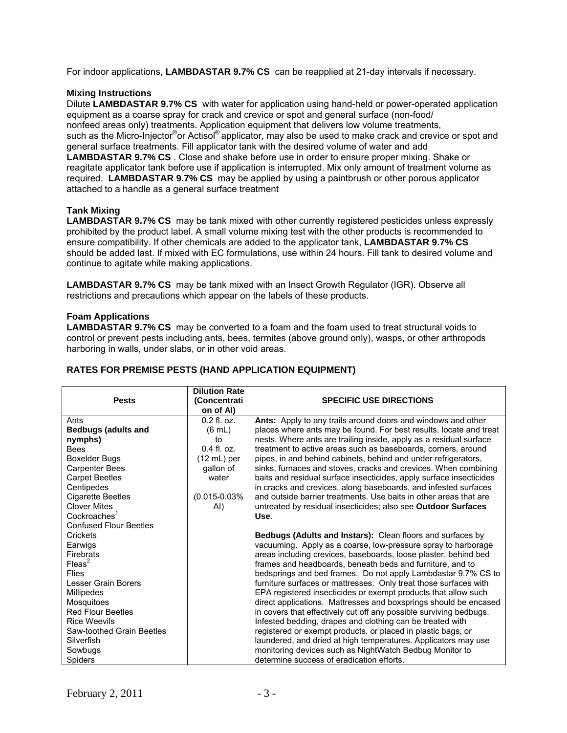For indoor applications, **LAMBDASTAR 9.7% CS** can be reapplied at 21-day intervals if necessary.

### Mixing Instructions

Dilute **LAMBDASTAR 9.7% CS** with water for application using hand-held or power-operated application equipment as a coarse spray for crack and crevice or spot and general surface (non-food/ nonfeed areas only) treatments. Application equipment that delivers low volume treatments, such as the Micro-Injector® or Actisol® applicator, may also be used to make crack and crevice or spot and general surface treatments. Fill applicator tank with the desired volume of water and add **LAMBDASTAR 9.7% CS** . Close and shake before use in order to ensure proper mixing. Shake or reagitate applicator tank before use if application is interrupted. Mix only amount of treatment volume as required. **LAMBDASTAR 9.7% CS** may be applied by using a paintbrush or other porous applicator attached to a handle as a general surface treatment

### Tank Mixing

**LAMBDASTAR 9.7% CS** may be tank mixed with other currently registered pesticides unless expressly prohibited by the product label. A small volume mixing test with the other products is recommended to ensure compatibility. If other chemicals are added to the applicator tank, **LAMBDASTAR 9.7% CS** should be added last. If mixed with EC formulations, use within 24 hours. Fill tank to desired volume and continue to agitate while making applications.

**LAMBDASTAR 9.7% CS** may be tank mixed with an Insect Growth Regulator (IGR). Observe all restrictions and precautions which appear on the labels of these products.

### Foam Applications

**LAMBDASTAR 9.7% CS** may be converted to a foam and the foam used to treat structural voids to control or prevent pests including ants, bees, termites (above ground only), wasps, or other arthropods harboring in walls, under slabs, or in other void areas.

### RATES FOR PREMISE PESTS (HAND APPLICATION EQUIPMENT)

| Pests | Dilution Rate (Concentration of AI) | SPECIFIC USE DIRECTIONS |
|---|---|---|
| Ants<br>**Bedbugs (adults and nymphs)**<br>Bees<br>Boxelder Bugs<br>Carpenter Bees<br>Carpet Beetles<br>Centipedes<br>Cigarette Beetles<br>Clover Mites<br>Cockroaches[1]<br>Confused Flour Beetles<br>Crickets<br>Earwigs<br>Firebrats<br>Fleas[2]<br>Flies<br>Lesser Grain Borers<br>Millipedes<br>Mosquitoes<br>Red Flour Beetles<br>Rice Weevils<br>Saw-toothed Grain Beetles<br>Silverfish<br>Sowbugs<br>Spiders | 0.2 fl. oz. (6 mL) to 0.4 fl. oz. (12 mL) per gallon of water<br><br>(0.015-0.03% AI) | **Ants:** Apply to any trails around doors and windows and other places where ants may be found. For best results, locate and treat nests. Where ants are trailing inside, apply as a residual surface treatment to active areas such as baseboards, corners, around pipes, in and behind cabinets, behind and under refrigerators, sinks, furnaces and stoves, cracks and crevices. When combining baits and residual surface insecticides, apply surface insecticides in cracks and crevices, along baseboards, and infested surfaces and outside barrier treatments. Use baits in other areas that are untreated by residual insecticides; also see **Outdoor Surfaces Use**.<br><br>**Bedbugs (Adults and Instars):** Clean floors and surfaces by vacuuming. Apply as a coarse, low-pressure spray to harborage areas including crevices, baseboards, loose plaster, behind bed frames and headboards, beneath beds and furniture, and to bedsprings and bed frames. Do not apply Lambdastar 9.7% CS to furniture surfaces or mattresses. Only treat those surfaces with EPA registered insecticides or exempt products that allow such direct applications. Mattresses and boxsprings should be encased in covers that effectively cut off any possible surviving bedbugs. Infested bedding, drapes and clothing can be treated with registered or exempt products, or placed in plastic bags, or laundered, and dried at high temperatures. Applicators may use monitoring devices such as NightWatch Bedbug Monitor to determine success of eradication efforts. |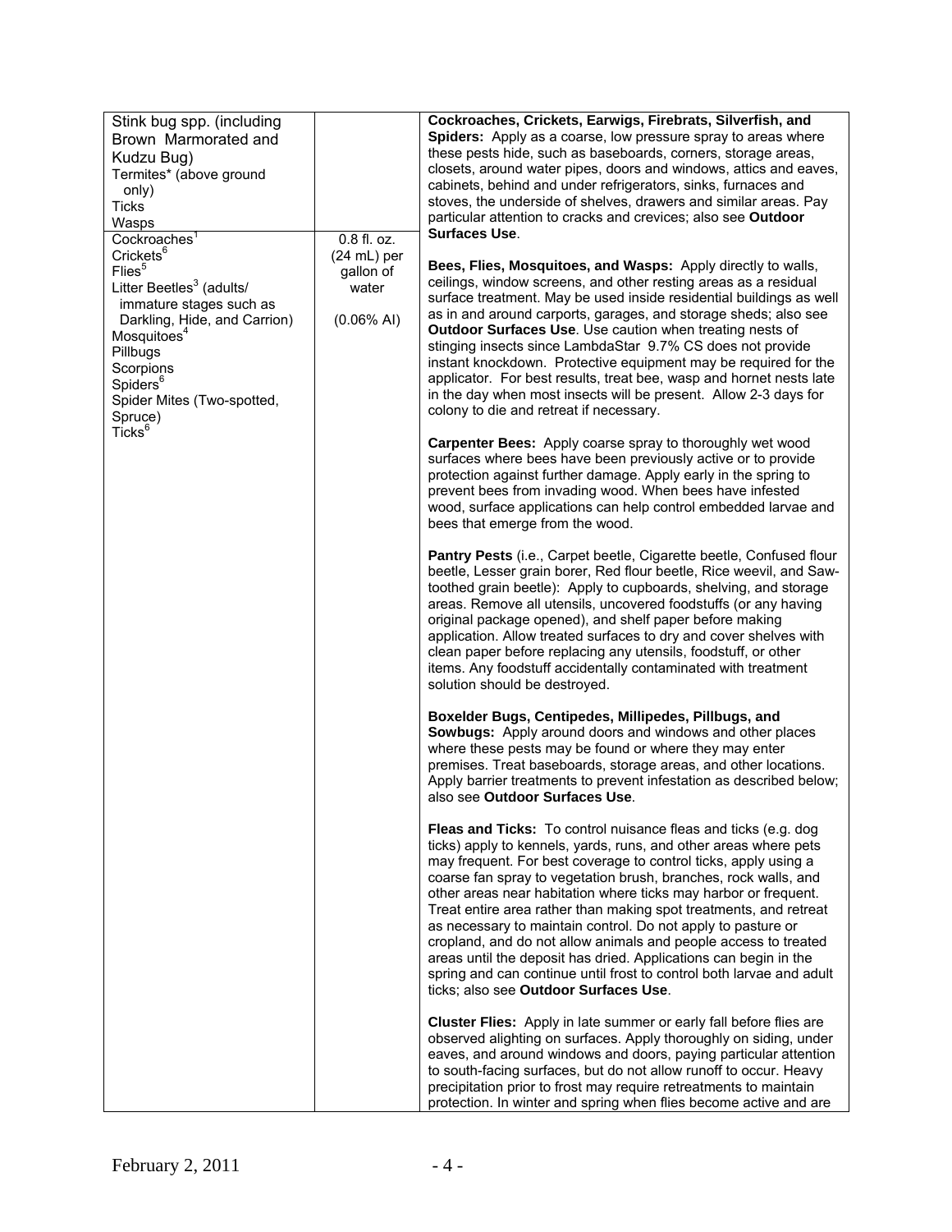| | | |
|---|---|---|
| Stink bug spp. (including Brown Marmorated and Kudzu Bug)<br>Termites* (above ground only)<br>Ticks<br>Wasps<br><br>Cockroaches[1]<br>Crickets[6]<br>Flies[5]<br>Litter Beetles[3] (adults/ immature stages such as Darkling, Hide, and Carrion)<br>Mosquitoes[4]<br>Pillbugs<br>Scorpions<br>Spiders[6]<br>Spider Mites (Two-spotted, Spruce)<br>Ticks[6] | <br><br><br><br><br><br><br>0.8 fl. oz. (24 mL) per gallon of water<br><br>(0.06% AI) | **Cockroaches, Crickets, Earwigs, Firebrats, Silverfish, and Spiders:** Apply as a coarse, low pressure spray to areas where these pests hide, such as baseboards, corners, storage areas, closets, around water pipes, doors and windows, attics and eaves, cabinets, behind and under refrigerators, sinks, furnaces and stoves, the underside of shelves, drawers and similar areas. Pay particular attention to cracks and crevices; also see **Outdoor Surfaces Use**.<br><br>**Bees, Flies, Mosquitoes, and Wasps:** Apply directly to walls, ceilings, window screens, and other resting areas as a residual surface treatment. May be used inside residential buildings as well as in and around carports, garages, and storage sheds; also see **Outdoor Surfaces Use**. Use caution when treating nests of stinging insects since LambdaStar 9.7% CS does not provide instant knockdown. Protective equipment may be required for the applicator. For best results, treat bee, wasp and hornet nests late in the day when most insects will be present. Allow 2-3 days for colony to die and retreat if necessary.<br><br>**Carpenter Bees:** Apply coarse spray to thoroughly wet wood surfaces where bees have been previously active or to provide protection against further damage. Apply early in the spring to prevent bees from invading wood. When bees have infested wood, surface applications can help control embedded larvae and bees that emerge from the wood.<br><br>**Pantry Pests** (i.e., Carpet beetle, Cigarette beetle, Confused flour beetle, Lesser grain borer, Red flour beetle, Rice weevil, and Saw-toothed grain beetle): Apply to cupboards, shelving, and storage areas. Remove all utensils, uncovered foodstuffs (or any having original package opened), and shelf paper before making application. Allow treated surfaces to dry and cover shelves with clean paper before replacing any utensils, foodstuff, or other items. Any foodstuff accidentally contaminated with treatment solution should be destroyed.<br><br>**Boxelder Bugs, Centipedes, Millipedes, Pillbugs, and Sowbugs:** Apply around doors and windows and other places where these pests may be found or where they may enter premises. Treat baseboards, storage areas, and other locations. Apply barrier treatments to prevent infestation as described below; also see **Outdoor Surfaces Use**.<br><br>**Fleas and Ticks:** To control nuisance fleas and ticks (e.g. dog ticks) apply to kennels, yards, runs, and other areas where pets may frequent. For best coverage to control ticks, apply using a coarse fan spray to vegetation brush, branches, rock walls, and other areas near habitation where ticks may harbor or frequent. Treat entire area rather than making spot treatments, and retreat as necessary to maintain control. Do not apply to pasture or cropland, and do not allow animals and people access to treated areas until the deposit has dried. Applications can begin in the spring and can continue until frost to control both larvae and adult ticks; also see **Outdoor Surfaces Use**.<br><br>**Cluster Flies:** Apply in late summer or early fall before flies are observed alighting on surfaces. Apply thoroughly on siding, under eaves, and around windows and doors, paying particular attention to south-facing surfaces, but do not allow runoff to occur. Heavy precipitation prior to frost may require retreatments to maintain protection. In winter and spring when flies become active and are |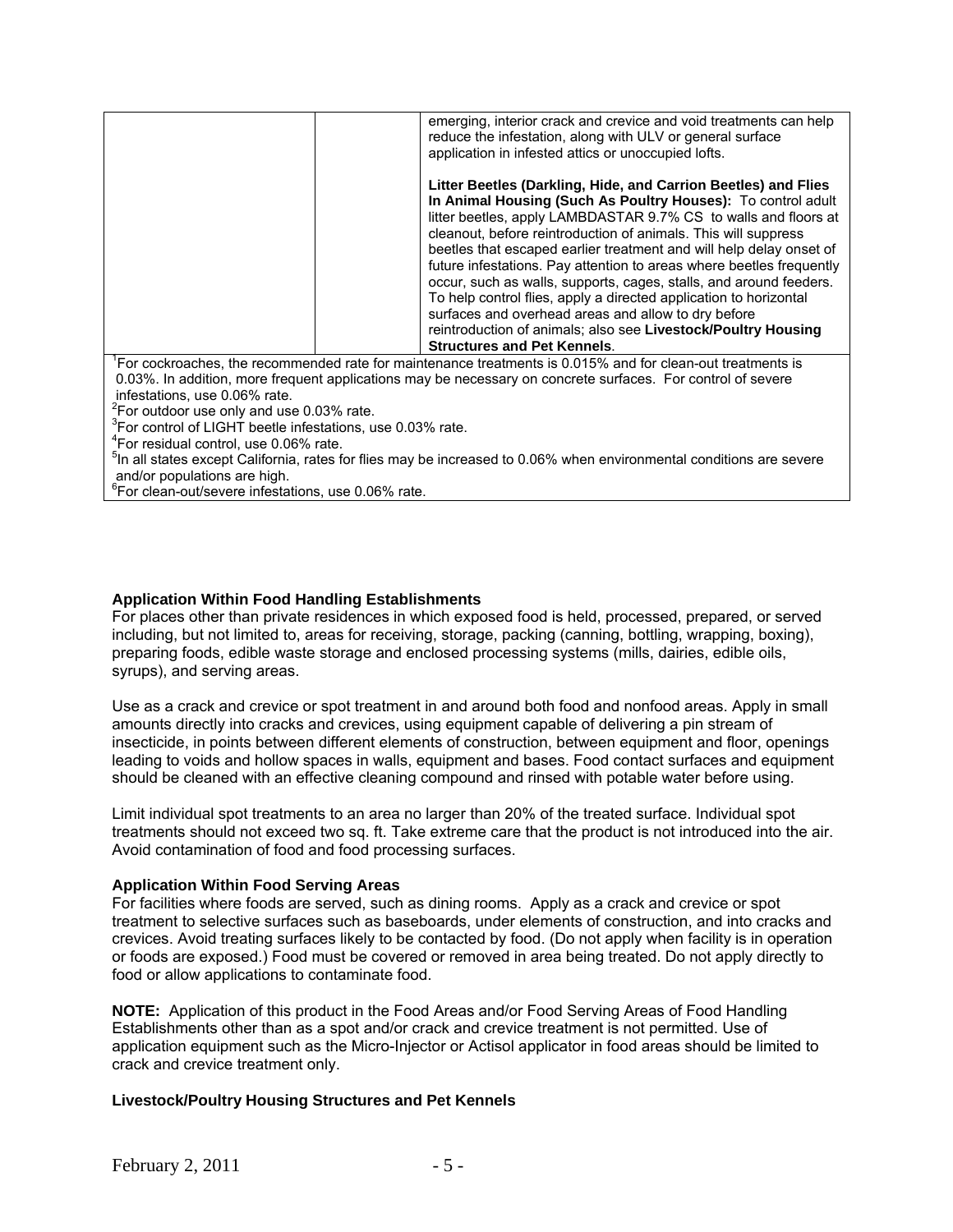| | | |
|---|---|---|
| | | emerging, interior crack and crevice and void treatments can help reduce the infestation, along with ULV or general surface application in infested attics or unoccupied lofts.<br><br>**Litter Beetles (Darkling, Hide, and Carrion Beetles) and Flies In Animal Housing (Such As Poultry Houses):** To control adult litter beetles, apply LAMBDASTAR 9.7% CS to walls and floors at cleanout, before reintroduction of animals. This will suppress beetles that escaped earlier treatment and will help delay onset of future infestations. Pay attention to areas where beetles frequently occur, such as walls, supports, cages, stalls, and around feeders. To help control flies, apply a directed application to horizontal surfaces and overhead areas and allow to dry before reintroduction of animals; also see **Livestock/Poultry Housing Structures and Pet Kennels**. |

[1]For cockroaches, the recommended rate for maintenance treatments is 0.015% and for clean-out treatments is 0.03%. In addition, more frequent applications may be necessary on concrete surfaces. For control of severe infestations, use 0.06% rate.
[2]For outdoor use only and use 0.03% rate.
[3]For control of LIGHT beetle infestations, use 0.03% rate.
[4]For residual control, use 0.06% rate.
[5]In all states except California, rates for flies may be increased to 0.06% when environmental conditions are severe and/or populations are high.
[6]For clean-out/severe infestations, use 0.06% rate.

**Application Within Food Handling Establishments**

For places other than private residences in which exposed food is held, processed, prepared, or served including, but not limited to, areas for receiving, storage, packing (canning, bottling, wrapping, boxing), preparing foods, edible waste storage and enclosed processing systems (mills, dairies, edible oils, syrups), and serving areas.

Use as a crack and crevice or spot treatment in and around both food and nonfood areas. Apply in small amounts directly into cracks and crevices, using equipment capable of delivering a pin stream of insecticide, in points between different elements of construction, between equipment and floor, openings leading to voids and hollow spaces in walls, equipment and bases. Food contact surfaces and equipment should be cleaned with an effective cleaning compound and rinsed with potable water before using.

Limit individual spot treatments to an area no larger than 20% of the treated surface. Individual spot treatments should not exceed two sq. ft. Take extreme care that the product is not introduced into the air. Avoid contamination of food and food processing surfaces.

**Application Within Food Serving Areas**

For facilities where foods are served, such as dining rooms. Apply as a crack and crevice or spot treatment to selective surfaces such as baseboards, under elements of construction, and into cracks and crevices. Avoid treating surfaces likely to be contacted by food. (Do not apply when facility is in operation or foods are exposed.) Food must be covered or removed in area being treated. Do not apply directly to food or allow applications to contaminate food.

**NOTE:** Application of this product in the Food Areas and/or Food Serving Areas of Food Handling Establishments other than as a spot and/or crack and crevice treatment is not permitted. Use of application equipment such as the Micro-Injector or Actisol applicator in food areas should be limited to crack and crevice treatment only.

**Livestock/Poultry Housing Structures and Pet Kennels**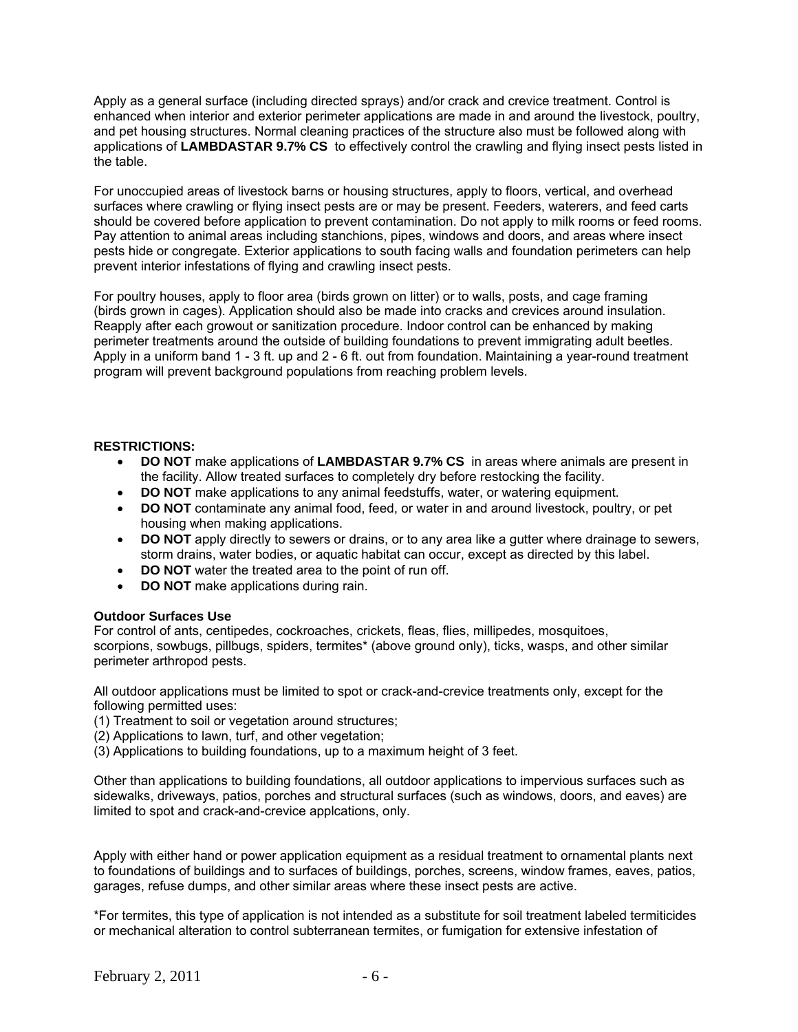Apply as a general surface (including directed sprays) and/or crack and crevice treatment. Control is enhanced when interior and exterior perimeter applications are made in and around the livestock, poultry, and pet housing structures. Normal cleaning practices of the structure also must be followed along with applications of **LAMBDASTAR 9.7% CS** to effectively control the crawling and flying insect pests listed in the table.

For unoccupied areas of livestock barns or housing structures, apply to floors, vertical, and overhead surfaces where crawling or flying insect pests are or may be present. Feeders, waterers, and feed carts should be covered before application to prevent contamination. Do not apply to milk rooms or feed rooms. Pay attention to animal areas including stanchions, pipes, windows and doors, and areas where insect pests hide or congregate. Exterior applications to south facing walls and foundation perimeters can help prevent interior infestations of flying and crawling insect pests.

For poultry houses, apply to floor area (birds grown on litter) or to walls, posts, and cage framing (birds grown in cages). Application should also be made into cracks and crevices around insulation. Reapply after each growout or sanitization procedure. Indoor control can be enhanced by making perimeter treatments around the outside of building foundations to prevent immigrating adult beetles. Apply in a uniform band 1 - 3 ft. up and 2 - 6 ft. out from foundation. Maintaining a year-round treatment program will prevent background populations from reaching problem levels.

**RESTRICTIONS:**

- **DO NOT** make applications of **LAMBDASTAR 9.7% CS** in areas where animals are present in the facility. Allow treated surfaces to completely dry before restocking the facility.
- **DO NOT** make applications to any animal feedstuffs, water, or watering equipment.
- **DO NOT** contaminate any animal food, feed, or water in and around livestock, poultry, or pet housing when making applications.
- **DO NOT** apply directly to sewers or drains, or to any area like a gutter where drainage to sewers, storm drains, water bodies, or aquatic habitat can occur, except as directed by this label.
- **DO NOT** water the treated area to the point of run off.
- **DO NOT** make applications during rain.

**Outdoor Surfaces Use**

For control of ants, centipedes, cockroaches, crickets, fleas, flies, millipedes, mosquitoes, scorpions, sowbugs, pillbugs, spiders, termites* (above ground only), ticks, wasps, and other similar perimeter arthropod pests.

All outdoor applications must be limited to spot or crack-and-crevice treatments only, except for the following permitted uses:

(1) Treatment to soil or vegetation around structures;
(2) Applications to lawn, turf, and other vegetation;
(3) Applications to building foundations, up to a maximum height of 3 feet.

Other than applications to building foundations, all outdoor applications to impervious surfaces such as sidewalks, driveways, patios, porches and structural surfaces (such as windows, doors, and eaves) are limited to spot and crack-and-crevice applcations, only.

Apply with either hand or power application equipment as a residual treatment to ornamental plants next to foundations of buildings and to surfaces of buildings, porches, screens, window frames, eaves, patios, garages, refuse dumps, and other similar areas where these insect pests are active.

*For termites, this type of application is not intended as a substitute for soil treatment labeled termiticides or mechanical alteration to control subterranean termites, or fumigation for extensive infestation of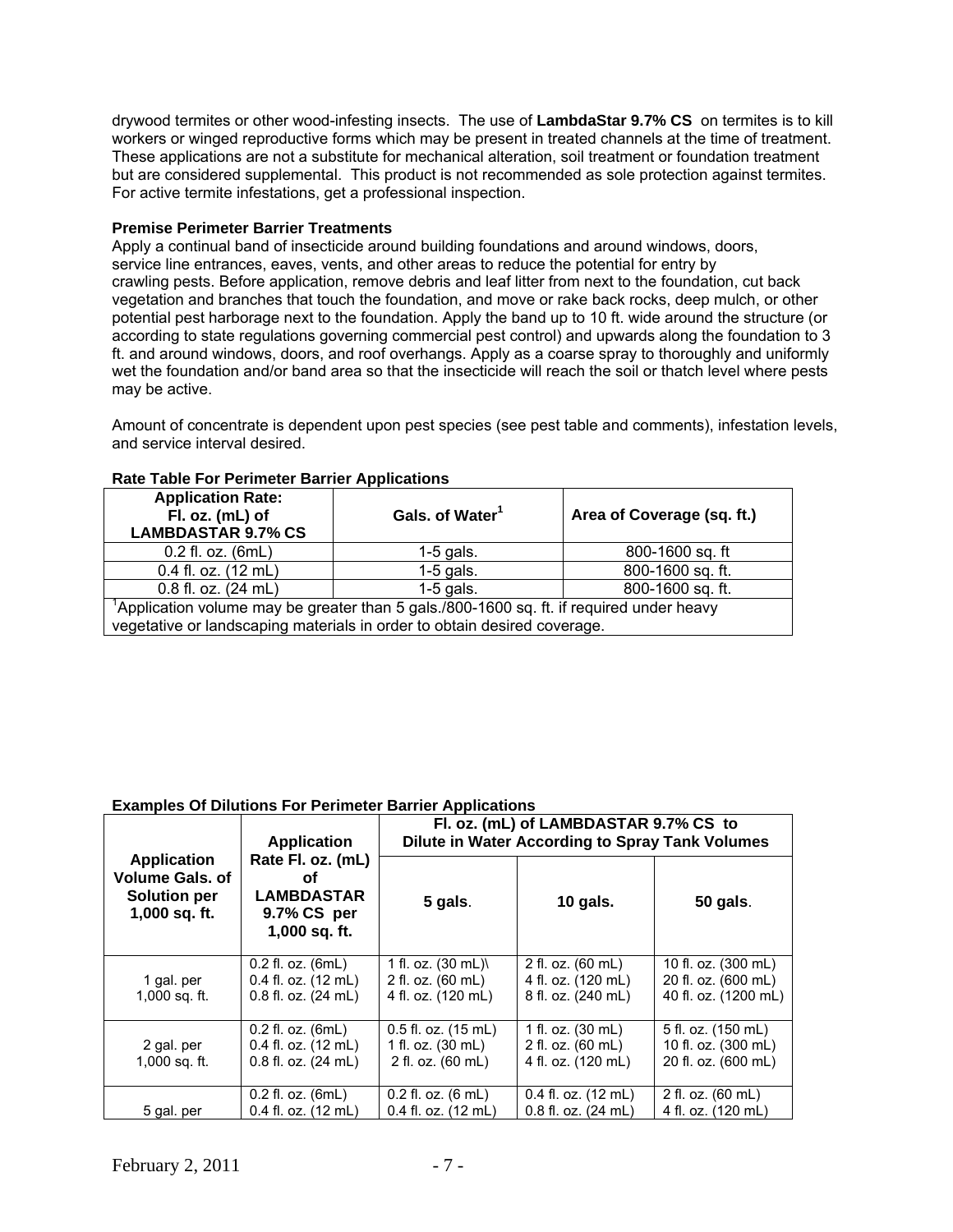drywood termites or other wood-infesting insects. The use of **LambdaStar 9.7% CS** on termites is to kill workers or winged reproductive forms which may be present in treated channels at the time of treatment. These applications are not a substitute for mechanical alteration, soil treatment or foundation treatment but are considered supplemental. This product is not recommended as sole protection against termites. For active termite infestations, get a professional inspection.

**Premise Perimeter Barrier Treatments**

Apply a continual band of insecticide around building foundations and around windows, doors, service line entrances, eaves, vents, and other areas to reduce the potential for entry by crawling pests. Before application, remove debris and leaf litter from next to the foundation, cut back vegetation and branches that touch the foundation, and move or rake back rocks, deep mulch, or other potential pest harborage next to the foundation. Apply the band up to 10 ft. wide around the structure (or according to state regulations governing commercial pest control) and upwards along the foundation to 3 ft. and around windows, doors, and roof overhangs. Apply as a coarse spray to thoroughly and uniformly wet the foundation and/or band area so that the insecticide will reach the soil or thatch level where pests may be active.

Amount of concentrate is dependent upon pest species (see pest table and comments), infestation levels, and service interval desired.

**Rate Table For Perimeter Barrier Applications**

| Application Rate: Fl. oz. (mL) of LAMBDASTAR 9.7% CS | Gals. of Water[1] | Area of Coverage (sq. ft.) |
|---|---|---|
| 0.2 fl. oz. (6mL) | 1-5 gals. | 800-1600 sq. ft |
| 0.4 fl. oz. (12 mL) | 1-5 gals. | 800-1600 sq. ft. |
| 0.8 fl. oz. (24 mL) | 1-5 gals. | 800-1600 sq. ft. |
| [1]Application volume may be greater than 5 gals./800-1600 sq. ft. if required under heavy vegetative or landscaping materials in order to obtain desired coverage. | | |

**Examples Of Dilutions For Perimeter Barrier Applications**

| Application Volume Gals. of Solution per 1,000 sq. ft. | Application Rate Fl. oz. (mL) of LAMBDASTAR 9.7% CS per 1,000 sq. ft. | Fl. oz. (mL) of LAMBDASTAR 9.7% CS to Dilute in Water According to Spray Tank Volumes | | |
|---|---|---|---|---|
| | | 5 gals. | 10 gals. | 50 gals. |
| 1 gal. per 1,000 sq. ft. | 0.2 fl. oz. (6mL)<br>0.4 fl. oz. (12 mL)<br>0.8 fl. oz. (24 mL) | 1 fl. oz. (30 mL)\<br>2 fl. oz. (60 mL)<br>4 fl. oz. (120 mL) | 2 fl. oz. (60 mL)<br>4 fl. oz. (120 mL)<br>8 fl. oz. (240 mL) | 10 fl. oz. (300 mL)<br>20 fl. oz. (600 mL)<br>40 fl. oz. (1200 mL) |
| 2 gal. per 1,000 sq. ft. | 0.2 fl. oz. (6mL)<br>0.4 fl. oz. (12 mL)<br>0.8 fl. oz. (24 mL) | 0.5 fl. oz. (15 mL)<br>1 fl. oz. (30 mL)<br>2 fl. oz. (60 mL) | 1 fl. oz. (30 mL)<br>2 fl. oz. (60 mL)<br>4 fl. oz. (120 mL) | 5 fl. oz. (150 mL)<br>10 fl. oz. (300 mL)<br>20 fl. oz. (600 mL) |
| 5 gal. per | 0.2 fl. oz. (6mL)<br>0.4 fl. oz. (12 mL) | 0.2 fl. oz. (6 mL)<br>0.4 fl. oz. (12 mL) | 0.4 fl. oz. (12 mL)<br>0.8 fl. oz. (24 mL) | 2 fl. oz. (60 mL)<br>4 fl. oz. (120 mL) |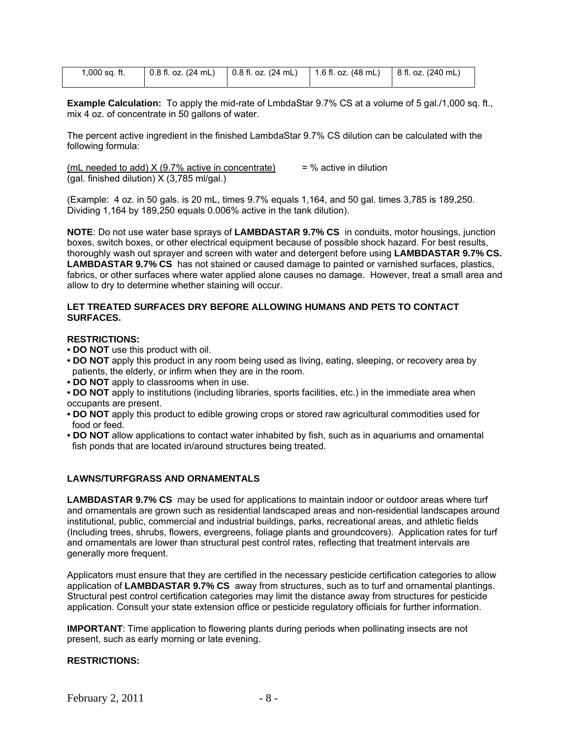| 1,000 sq. ft. | 0.8 fl. oz. (24 mL) | 0.8 fl. oz. (24 mL) | 1.6 fl. oz. (48 mL) | 8 fl. oz. (240 mL) |
|---|---|---|---|---|

**Example Calculation:** To apply the mid-rate of LmbdaStar 9.7% CS at a volume of 5 gal./1,000 sq. ft., mix 4 oz. of concentrate in 50 gallons of water.

The percent active ingredient in the finished LambdaStar 9.7% CS dilution can be calculated with the following formula:

$$\frac{\text{(mL needed to add)} \times \text{(9.7\% active in concentrate)}}{\text{(gal. finished dilution)} \times \text{(3,785 ml/gal.)}} = \text{\% active in dilution}$$

(Example: 4 oz. in 50 gals. is 20 mL, times 9.7% equals 1,164, and 50 gal. times 3,785 is 189,250. Dividing 1,164 by 189,250 equals 0.006% active in the tank dilution).

**NOTE**: Do not use water base sprays of **LAMBDASTAR 9.7% CS** in conduits, motor housings, junction boxes, switch boxes, or other electrical equipment because of possible shock hazard. For best results, thoroughly wash out sprayer and screen with water and detergent before using **LAMBDASTAR 9.7% CS. LAMBDASTAR 9.7% CS** has not stained or caused damage to painted or varnished surfaces, plastics, fabrics, or other surfaces where water applied alone causes no damage. However, treat a small area and allow to dry to determine whether staining will occur.

**LET TREATED SURFACES DRY BEFORE ALLOWING HUMANS AND PETS TO CONTACT SURFACES.**

**RESTRICTIONS:**

- **DO NOT** use this product with oil.
- **DO NOT** apply this product in any room being used as living, eating, sleeping, or recovery area by patients, the elderly, or infirm when they are in the room.
- **DO NOT** apply to classrooms when in use.
- **DO NOT** apply to institutions (including libraries, sports facilities, etc.) in the immediate area when occupants are present.
- **DO NOT** apply this product to edible growing crops or stored raw agricultural commodities used for food or feed.
- **DO NOT** allow applications to contact water inhabited by fish, such as in aquariums and ornamental fish ponds that are located in/around structures being treated.

## LAWNS/TURFGRASS AND ORNAMENTALS

**LAMBDASTAR 9.7% CS** may be used for applications to maintain indoor or outdoor areas where turf and ornamentals are grown such as residential landscaped areas and non-residential landscapes around institutional, public, commercial and industrial buildings, parks, recreational areas, and athletic fields (Including trees, shrubs, flowers, evergreens, foliage plants and groundcovers). Application rates for turf and ornamentals are lower than structural pest control rates, reflecting that treatment intervals are generally more frequent.

Applicators must ensure that they are certified in the necessary pesticide certification categories to allow application of **LAMBDASTAR 9.7% CS** away from structures, such as to turf and ornamental plantings. Structural pest control certification categories may limit the distance away from structures for pesticide application. Consult your state extension office or pesticide regulatory officials for further information.

**IMPORTANT**: Time application to flowering plants during periods when pollinating insects are not present, such as early morning or late evening.

**RESTRICTIONS:**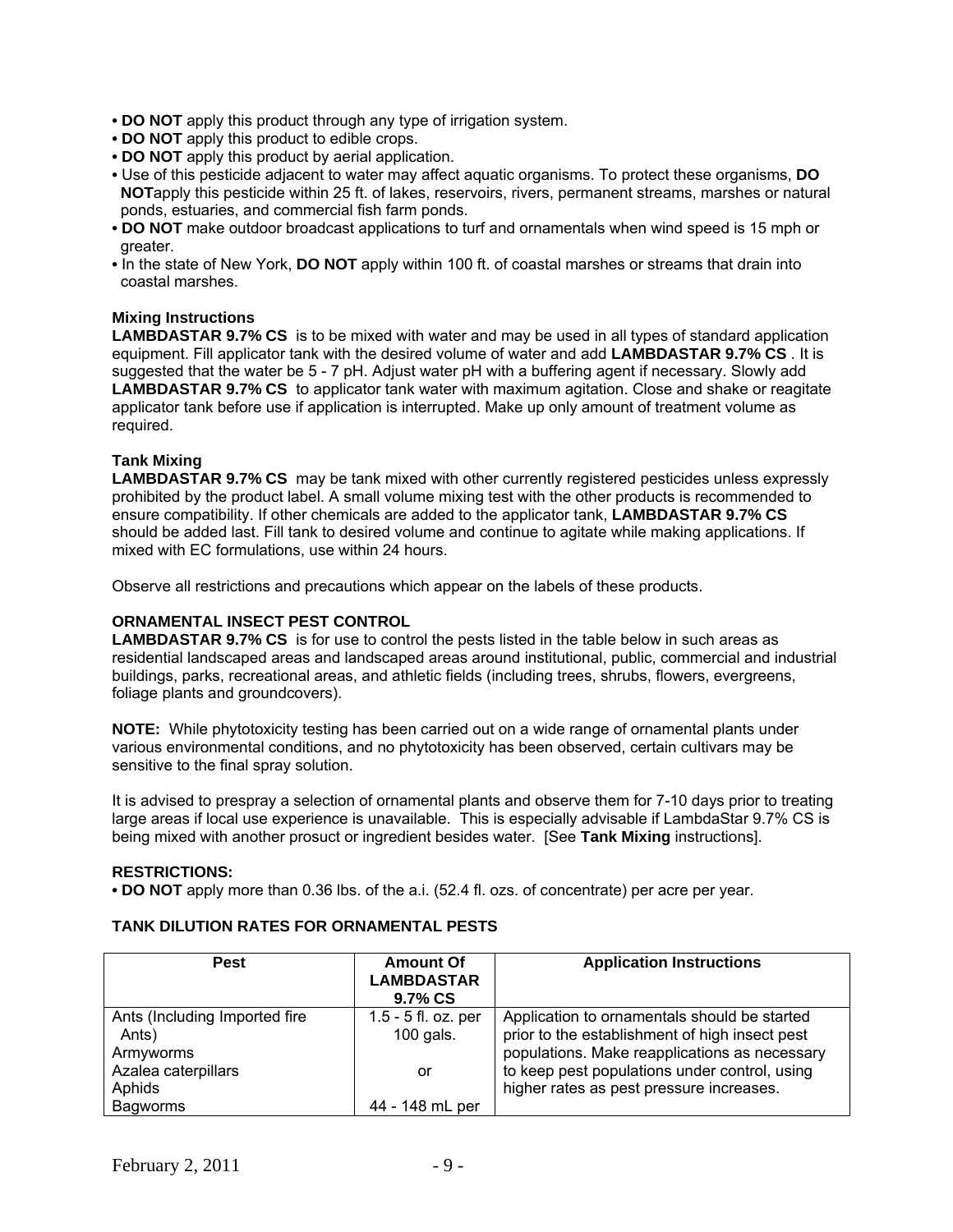- **DO NOT** apply this product through any type of irrigation system.
- **DO NOT** apply this product to edible crops.
- **DO NOT** apply this product by aerial application.
- Use of this pesticide adjacent to water may affect aquatic organisms. To protect these organisms, **DO NOT**apply this pesticide within 25 ft. of lakes, reservoirs, rivers, permanent streams, marshes or natural ponds, estuaries, and commercial fish farm ponds.
- **DO NOT** make outdoor broadcast applications to turf and ornamentals when wind speed is 15 mph or greater.
- In the state of New York, **DO NOT** apply within 100 ft. of coastal marshes or streams that drain into coastal marshes.

**Mixing Instructions**

**LAMBDASTAR 9.7% CS** is to be mixed with water and may be used in all types of standard application equipment. Fill applicator tank with the desired volume of water and add **LAMBDASTAR 9.7% CS** . It is suggested that the water be 5 - 7 pH. Adjust water pH with a buffering agent if necessary. Slowly add **LAMBDASTAR 9.7% CS** to applicator tank water with maximum agitation. Close and shake or reagitate applicator tank before use if application is interrupted. Make up only amount of treatment volume as required.

**Tank Mixing**

**LAMBDASTAR 9.7% CS** may be tank mixed with other currently registered pesticides unless expressly prohibited by the product label. A small volume mixing test with the other products is recommended to ensure compatibility. If other chemicals are added to the applicator tank, **LAMBDASTAR 9.7% CS** should be added last. Fill tank to desired volume and continue to agitate while making applications. If mixed with EC formulations, use within 24 hours.

Observe all restrictions and precautions which appear on the labels of these products.

**ORNAMENTAL INSECT PEST CONTROL**

**LAMBDASTAR 9.7% CS** is for use to control the pests listed in the table below in such areas as residential landscaped areas and landscaped areas around institutional, public, commercial and industrial buildings, parks, recreational areas, and athletic fields (including trees, shrubs, flowers, evergreens, foliage plants and groundcovers).

**NOTE:** While phytotoxicity testing has been carried out on a wide range of ornamental plants under various environmental conditions, and no phytotoxicity has been observed, certain cultivars may be sensitive to the final spray solution.

It is advised to prespray a selection of ornamental plants and observe them for 7-10 days prior to treating large areas if local use experience is unavailable. This is especially advisable if LambdaStar 9.7% CS is being mixed with another prosuct or ingredient besides water. [See **Tank Mixing** instructions].

**RESTRICTIONS:**

- **DO NOT** apply more than 0.36 lbs. of the a.i. (52.4 fl. ozs. of concentrate) per acre per year.

**TANK DILUTION RATES FOR ORNAMENTAL PESTS**

| Pest | Amount Of LAMBDASTAR 9.7% CS | Application Instructions |
|---|---|---|
| Ants (Including Imported fire Ants)<br>Armyworms<br>Azalea caterpillars<br>Aphids<br>Bagworms | 1.5 - 5 fl. oz. per 100 gals.<br><br>or<br><br>44 - 148 mL per | Application to ornamentals should be started prior to the establishment of high insect pest populations. Make reapplications as necessary to keep pest populations under control, using higher rates as pest pressure increases. |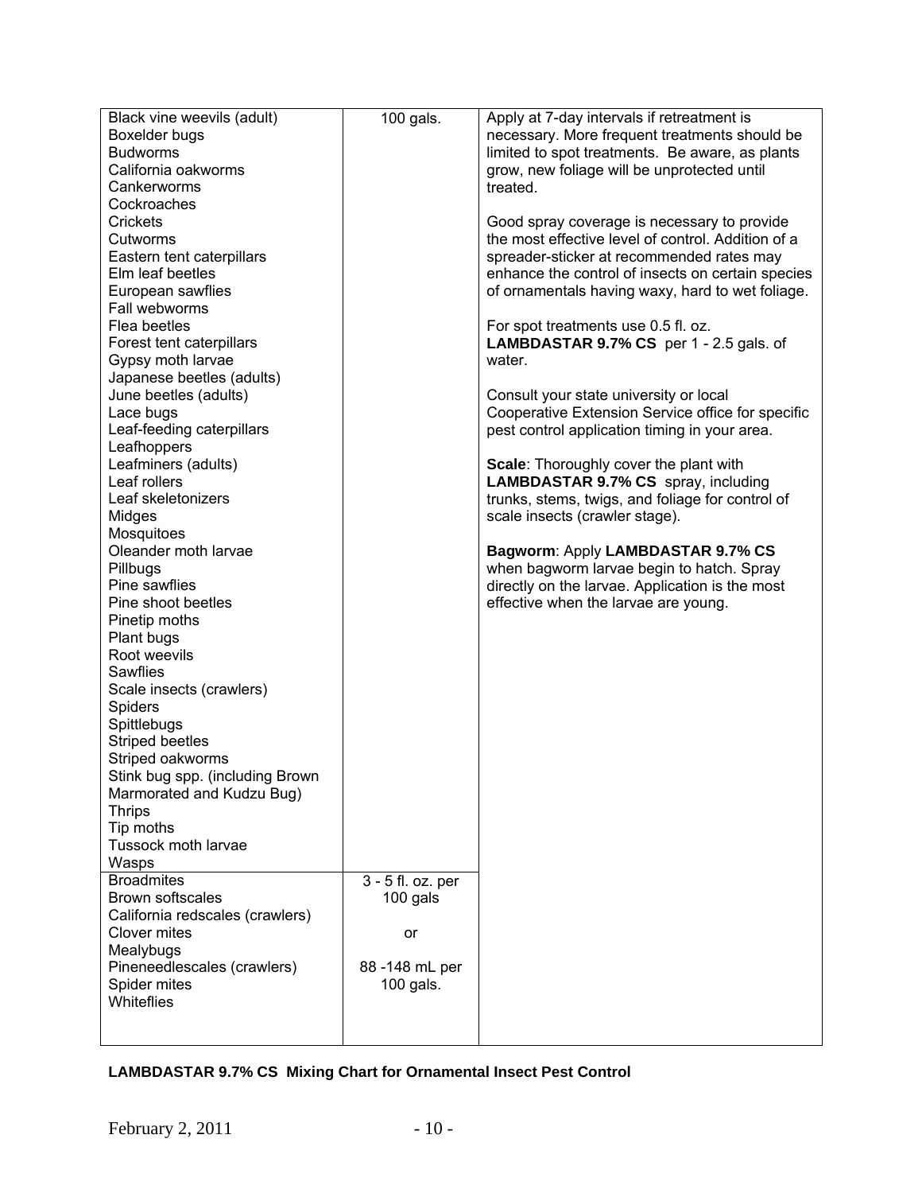| | | |
|---|---|---|
| Black vine weevils (adult)<br>Boxelder bugs<br>Budworms<br>California oakworms<br>Cankerworms<br>Cockroaches<br>Crickets<br>Cutworms<br>Eastern tent caterpillars<br>Elm leaf beetles<br>European sawflies<br>Fall webworms<br>Flea beetles<br>Forest tent caterpillars<br>Gypsy moth larvae<br>Japanese beetles (adults)<br>June beetles (adults)<br>Lace bugs<br>Leaf-feeding caterpillars<br>Leafhoppers<br>Leafminers (adults)<br>Leaf rollers<br>Leaf skeletonizers<br>Midges<br>Mosquitoes<br>Oleander moth larvae<br>Pillbugs<br>Pine sawflies<br>Pine shoot beetles<br>Pinetip moths<br>Plant bugs<br>Root weevils<br>Sawflies<br>Scale insects (crawlers)<br>Spiders<br>Spittlebugs<br>Striped beetles<br>Striped oakworms<br>Stink bug spp. (including Brown Marmorated and Kudzu Bug)<br>Thrips<br>Tip moths<br>Tussock moth larvae<br>Wasps | 100 gals. | Apply at 7-day intervals if retreatment is necessary. More frequent treatments should be limited to spot treatments. Be aware, as plants grow, new foliage will be unprotected until treated.<br><br>Good spray coverage is necessary to provide the most effective level of control. Addition of a spreader-sticker at recommended rates may enhance the control of insects on certain species of ornamentals having waxy, hard to wet foliage.<br><br>For spot treatments use 0.5 fl. oz. **LAMBDASTAR 9.7% CS** per 1 - 2.5 gals. of water.<br><br>Consult your state university or local Cooperative Extension Service office for specific pest control application timing in your area.<br><br>**Scale**: Thoroughly cover the plant with **LAMBDASTAR 9.7% CS** spray, including trunks, stems, twigs, and foliage for control of scale insects (crawler stage).<br><br>**Bagworm**: Apply **LAMBDASTAR 9.7% CS** when bagworm larvae begin to hatch. Spray directly on the larvae. Application is the most effective when the larvae are young. |
| Broadmites<br>Brown softscales<br>California redscales (crawlers)<br>Clover mites<br>Mealybugs<br>Pineneedlescales (crawlers)<br>Spider mites<br>Whiteflies | 3 - 5 fl. oz. per 100 gals<br><br>or<br><br>88 -148 mL per 100 gals. | |

**LAMBDASTAR 9.7% CS Mixing Chart for Ornamental Insect Pest Control**

February 2, 2011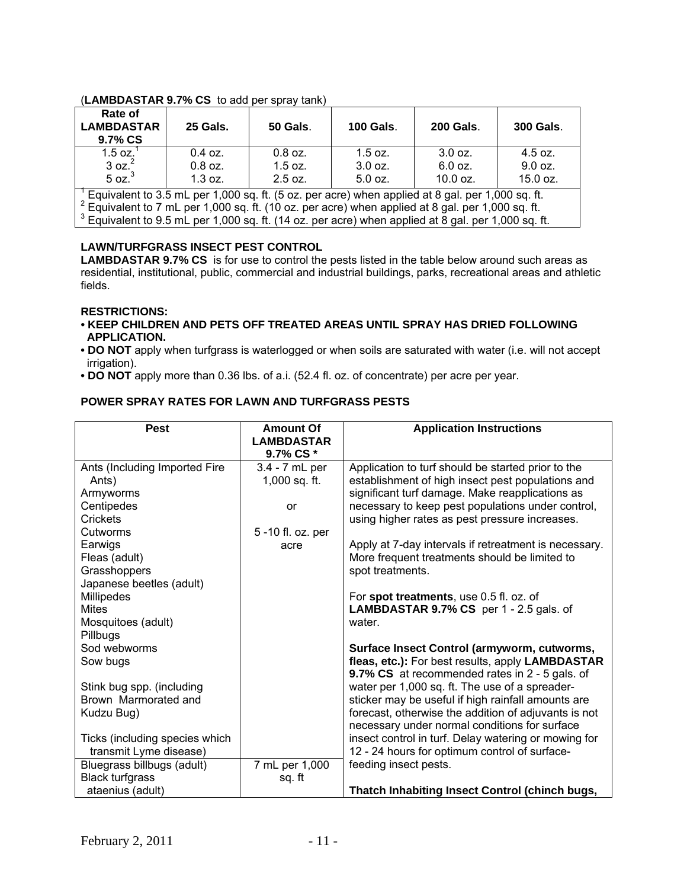(**LAMBDASTAR 9.7% CS** to add per spray tank)

| Rate of LAMBDASTAR 9.7% CS | 25 Gals. | 50 Gals. | 100 Gals. | 200 Gals. | 300 Gals. |
|---|---|---|---|---|---|
| 1.5 oz.[1] | 0.4 oz. | 0.8 oz. | 1.5 oz. | 3.0 oz. | 4.5 oz. |
| 3 oz.[2] | 0.8 oz. | 1.5 oz. | 3.0 oz. | 6.0 oz. | 9.0 oz. |
| 5 oz.[3] | 1.3 oz. | 2.5 oz. | 5.0 oz. | 10.0 oz. | 15.0 oz. |

[1] Equivalent to 3.5 mL per 1,000 sq. ft. (5 oz. per acre) when applied at 8 gal. per 1,000 sq. ft.
[2] Equivalent to 7 mL per 1,000 sq. ft. (10 oz. per acre) when applied at 8 gal. per 1,000 sq. ft.
[3] Equivalent to 9.5 mL per 1,000 sq. ft. (14 oz. per acre) when applied at 8 gal. per 1,000 sq. ft.

**LAWN/TURFGRASS INSECT PEST CONTROL**

**LAMBDASTAR 9.7% CS** is for use to control the pests listed in the table below around such areas as residential, institutional, public, commercial and industrial buildings, parks, recreational areas and athletic fields.

**RESTRICTIONS:**

- **KEEP CHILDREN AND PETS OFF TREATED AREAS UNTIL SPRAY HAS DRIED FOLLOWING APPLICATION.**
- **DO NOT** apply when turfgrass is waterlogged or when soils are saturated with water (i.e. will not accept irrigation).
- **DO NOT** apply more than 0.36 lbs. of a.i. (52.4 fl. oz. of concentrate) per acre per year.

**POWER SPRAY RATES FOR LAWN AND TURFGRASS PESTS**

| Pest | Amount Of LAMBDASTAR 9.7% CS * | Application Instructions |
|---|---|---|
| Ants (Including Imported Fire Ants)<br>Armyworms<br>Centipedes<br>Crickets<br>Cutworms<br>Earwigs<br>Fleas (adult)<br>Grasshoppers<br>Japanese beetles (adult)<br>Millipedes<br>Mites<br>Mosquitoes (adult)<br>Pillbugs<br>Sod webworms<br>Sow bugs<br><br>Stink bug spp. (including Brown Marmorated and Kudzu Bug)<br><br>Ticks (including species which transmit Lyme disease) | 3.4 - 7 mL per 1,000 sq. ft.<br><br>or<br><br>5 -10 fl. oz. per acre | Application to turf should be started prior to the establishment of high insect pest populations and significant turf damage. Make reapplications as necessary to keep pest populations under control, using higher rates as pest pressure increases.<br><br>Apply at 7-day intervals if retreatment is necessary. More frequent treatments should be limited to spot treatments.<br><br>For **spot treatments**, use 0.5 fl. oz. of **LAMBDASTAR 9.7% CS** per 1 - 2.5 gals. of water.<br><br>**Surface Insect Control (armyworm, cutworms, fleas, etc.):** For best results, apply **LAMBDASTAR 9.7% CS** at recommended rates in 2 - 5 gals. of water per 1,000 sq. ft. The use of a spreader-sticker may be useful if high rainfall amounts are forecast, otherwise the addition of adjuvants is not necessary under normal conditions for surface insect control in turf. Delay watering or mowing for 12 - 24 hours for optimum control of surface-feeding insect pests.<br><br>**Thatch Inhabiting Insect Control (chinch bugs,** |
| Bluegrass billbugs (adult)<br>Black turfgrass ataenius (adult) | 7 mL per 1,000 sq. ft | |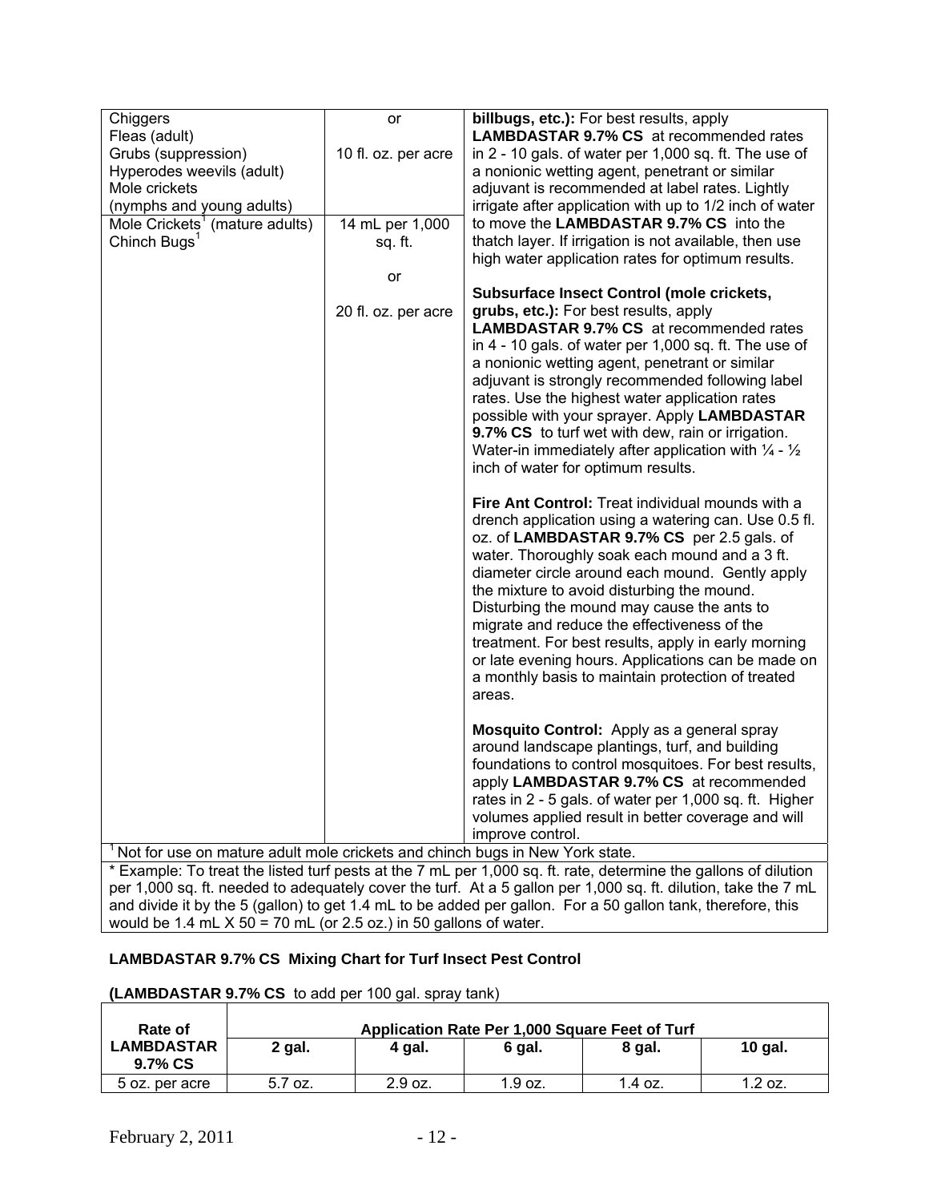| | | |
|---|---|---|
| Chiggers<br>Fleas (adult)<br>Grubs (suppression)<br>Hyperodes weevils (adult)<br>Mole crickets<br>(nymphs and young adults) | or<br><br>10 fl. oz. per acre | **billbugs, etc.):** For best results, apply **LAMBDASTAR 9.7% CS** at recommended rates in 2 - 10 gals. of water per 1,000 sq. ft. The use of a nonionic wetting agent, penetrant or similar adjuvant is recommended at label rates. Lightly irrigate after application with up to 1/2 inch of water to move the **LAMBDASTAR 9.7% CS** into the thatch layer. If irrigation is not available, then use high water application rates for optimum results.<br><br>**Subsurface Insect Control (mole crickets, grubs, etc.):** For best results, apply **LAMBDASTAR 9.7% CS** at recommended rates in 4 - 10 gals. of water per 1,000 sq. ft. The use of a nonionic wetting agent, penetrant or similar adjuvant is strongly recommended following label rates. Use the highest water application rates possible with your sprayer. Apply **LAMBDASTAR 9.7% CS** to turf wet with dew, rain or irrigation. Water-in immediately after application with ¼ - ½ inch of water for optimum results.<br><br>**Fire Ant Control:** Treat individual mounds with a drench application using a watering can. Use 0.5 fl. oz. of **LAMBDASTAR 9.7% CS** per 2.5 gals. of water. Thoroughly soak each mound and a 3 ft. diameter circle around each mound. Gently apply the mixture to avoid disturbing the mound. Disturbing the mound may cause the ants to migrate and reduce the effectiveness of the treatment. For best results, apply in early morning or late evening hours. Applications can be made on a monthly basis to maintain protection of treated areas.<br><br>**Mosquito Control:** Apply as a general spray around landscape plantings, turf, and building foundations to control mosquitoes. For best results, apply **LAMBDASTAR 9.7% CS** at recommended rates in 2 - 5 gals. of water per 1,000 sq. ft. Higher volumes applied result in better coverage and will improve control. |
| Mole Crickets[1] (mature adults)<br>Chinch Bugs[1] | 14 mL per 1,000 sq. ft.<br><br>or<br><br>20 fl. oz. per acre | |

[1] Not for use on mature adult mole crickets and chinch bugs in New York state.

\* Example: To treat the listed turf pests at the 7 mL per 1,000 sq. ft. rate, determine the gallons of dilution per 1,000 sq. ft. needed to adequately cover the turf. At a 5 gallon per 1,000 sq. ft. dilution, take the 7 mL and divide it by the 5 (gallon) to get 1.4 mL to be added per gallon. For a 50 gallon tank, therefore, this would be 1.4 mL X 50 = 70 mL (or 2.5 oz.) in 50 gallons of water.

**LAMBDASTAR 9.7% CS Mixing Chart for Turf Insect Pest Control**

**(LAMBDASTAR 9.7% CS** to add per 100 gal. spray tank)

| Rate of LAMBDASTAR 9.7% CS | Application Rate Per 1,000 Square Feet of Turf | | | | |
|---|---|---|---|---|---|
| | 2 gal. | 4 gal. | 6 gal. | 8 gal. | 10 gal. |
| 5 oz. per acre | 5.7 oz. | 2.9 oz. | 1.9 oz. | 1.4 oz. | 1.2 oz. |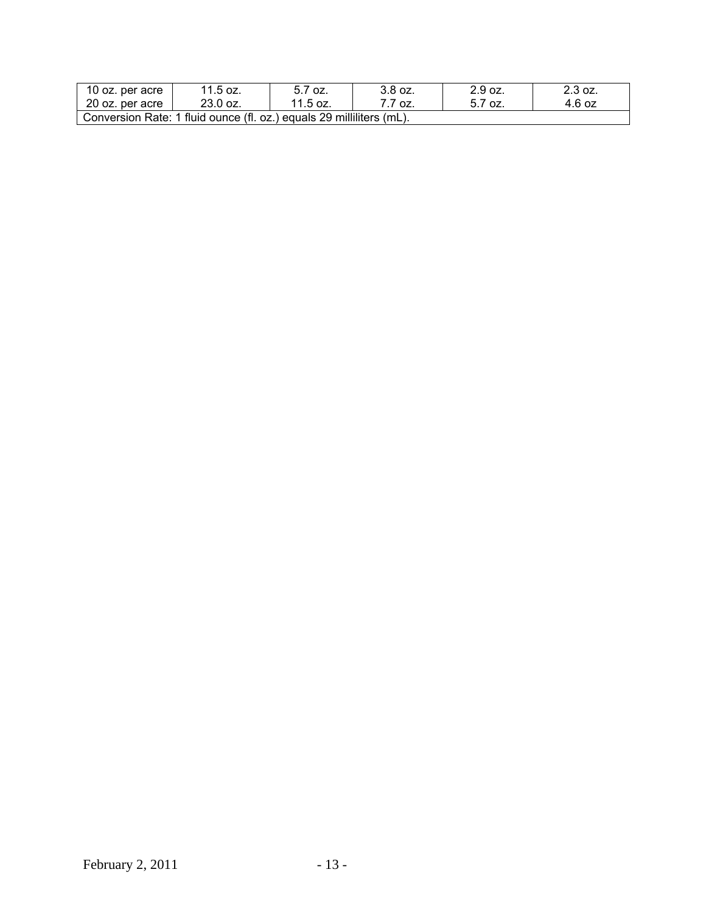| 10 oz. per acre | 11.5 oz. | 5.7 oz. | 3.8 oz. | 2.9 oz. | 2.3 oz. |
|---|---|---|---|---|---|
| 20 oz. per acre | 23.0 oz. | 11.5 oz. | 7.7 oz. | 5.7 oz. | 4.6 oz |
| Conversion Rate: 1 fluid ounce (fl. oz.) equals 29 milliliters (mL). | | | | | |

February 2, 2011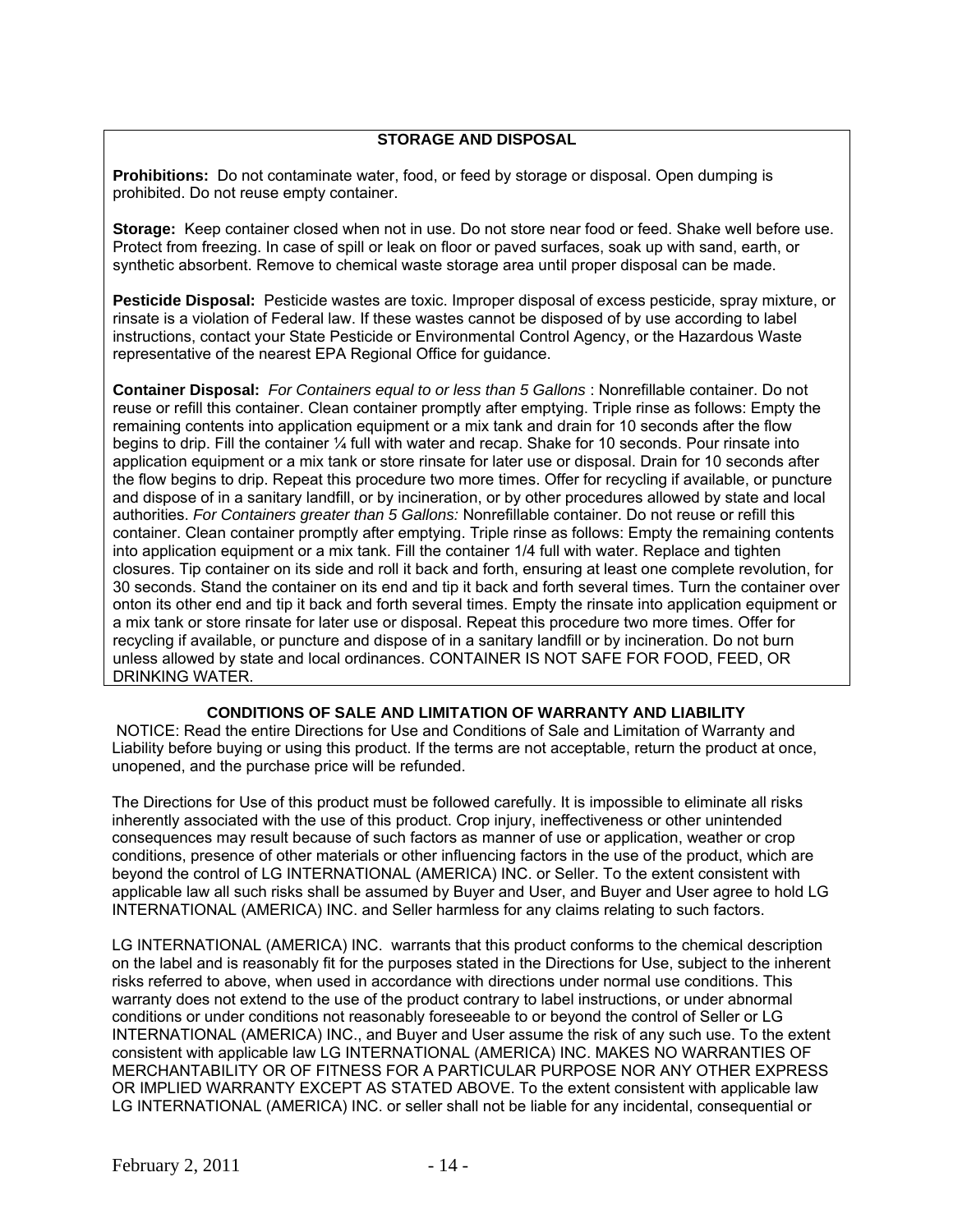## STORAGE AND DISPOSAL

**Prohibitions:** Do not contaminate water, food, or feed by storage or disposal. Open dumping is prohibited. Do not reuse empty container.

**Storage:** Keep container closed when not in use. Do not store near food or feed. Shake well before use. Protect from freezing. In case of spill or leak on floor or paved surfaces, soak up with sand, earth, or synthetic absorbent. Remove to chemical waste storage area until proper disposal can be made.

**Pesticide Disposal:** Pesticide wastes are toxic. Improper disposal of excess pesticide, spray mixture, or rinsate is a violation of Federal law. If these wastes cannot be disposed of by use according to label instructions, contact your State Pesticide or Environmental Control Agency, or the Hazardous Waste representative of the nearest EPA Regional Office for guidance.

**Container Disposal:** *For Containers equal to or less than 5 Gallons* : Nonrefillable container. Do not reuse or refill this container. Clean container promptly after emptying. Triple rinse as follows: Empty the remaining contents into application equipment or a mix tank and drain for 10 seconds after the flow begins to drip. Fill the container ¼ full with water and recap. Shake for 10 seconds. Pour rinsate into application equipment or a mix tank or store rinsate for later use or disposal. Drain for 10 seconds after the flow begins to drip. Repeat this procedure two more times. Offer for recycling if available, or puncture and dispose of in a sanitary landfill, or by incineration, or by other procedures allowed by state and local authorities. *For Containers greater than 5 Gallons:* Nonrefillable container. Do not reuse or refill this container. Clean container promptly after emptying. Triple rinse as follows: Empty the remaining contents into application equipment or a mix tank. Fill the container 1/4 full with water. Replace and tighten closures. Tip container on its side and roll it back and forth, ensuring at least one complete revolution, for 30 seconds. Stand the container on its end and tip it back and forth several times. Turn the container over onton its other end and tip it back and forth several times. Empty the rinsate into application equipment or a mix tank or store rinsate for later use or disposal. Repeat this procedure two more times. Offer for recycling if available, or puncture and dispose of in a sanitary landfill or by incineration. Do not burn unless allowed by state and local ordinances. CONTAINER IS NOT SAFE FOR FOOD, FEED, OR DRINKING WATER.

## CONDITIONS OF SALE AND LIMITATION OF WARRANTY AND LIABILITY

NOTICE: Read the entire Directions for Use and Conditions of Sale and Limitation of Warranty and Liability before buying or using this product. If the terms are not acceptable, return the product at once, unopened, and the purchase price will be refunded.

The Directions for Use of this product must be followed carefully. It is impossible to eliminate all risks inherently associated with the use of this product. Crop injury, ineffectiveness or other unintended consequences may result because of such factors as manner of use or application, weather or crop conditions, presence of other materials or other influencing factors in the use of the product, which are beyond the control of LG INTERNATIONAL (AMERICA) INC. or Seller. To the extent consistent with applicable law all such risks shall be assumed by Buyer and User, and Buyer and User agree to hold LG INTERNATIONAL (AMERICA) INC. and Seller harmless for any claims relating to such factors.

LG INTERNATIONAL (AMERICA) INC. warrants that this product conforms to the chemical description on the label and is reasonably fit for the purposes stated in the Directions for Use, subject to the inherent risks referred to above, when used in accordance with directions under normal use conditions. This warranty does not extend to the use of the product contrary to label instructions, or under abnormal conditions or under conditions not reasonably foreseeable to or beyond the control of Seller or LG INTERNATIONAL (AMERICA) INC., and Buyer and User assume the risk of any such use. To the extent consistent with applicable law LG INTERNATIONAL (AMERICA) INC. MAKES NO WARRANTIES OF MERCHANTABILITY OR OF FITNESS FOR A PARTICULAR PURPOSE NOR ANY OTHER EXPRESS OR IMPLIED WARRANTY EXCEPT AS STATED ABOVE. To the extent consistent with applicable law LG INTERNATIONAL (AMERICA) INC. or seller shall not be liable for any incidental, consequential or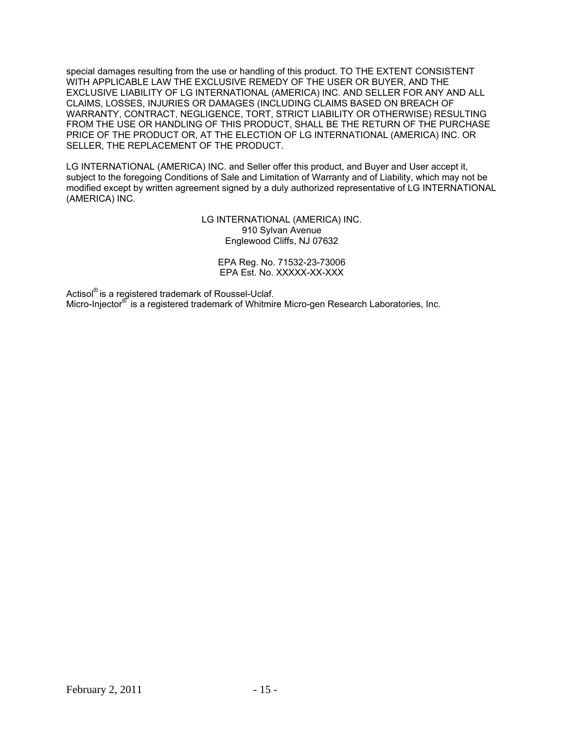special damages resulting from the use or handling of this product. TO THE EXTENT CONSISTENT WITH APPLICABLE LAW THE EXCLUSIVE REMEDY OF THE USER OR BUYER, AND THE EXCLUSIVE LIABILITY OF LG INTERNATIONAL (AMERICA) INC. AND SELLER FOR ANY AND ALL CLAIMS, LOSSES, INJURIES OR DAMAGES (INCLUDING CLAIMS BASED ON BREACH OF WARRANTY, CONTRACT, NEGLIGENCE, TORT, STRICT LIABILITY OR OTHERWISE) RESULTING FROM THE USE OR HANDLING OF THIS PRODUCT, SHALL BE THE RETURN OF THE PURCHASE PRICE OF THE PRODUCT OR, AT THE ELECTION OF LG INTERNATIONAL (AMERICA) INC. OR SELLER, THE REPLACEMENT OF THE PRODUCT.

LG INTERNATIONAL (AMERICA) INC. and Seller offer this product, and Buyer and User accept it, subject to the foregoing Conditions of Sale and Limitation of Warranty and of Liability, which may not be modified except by written agreement signed by a duly authorized representative of LG INTERNATIONAL (AMERICA) INC.

LG INTERNATIONAL (AMERICA) INC.
910 Sylvan Avenue
Englewood Cliffs, NJ 07632

EPA Reg. No. 71532-23-73006
EPA Est. No. XXXXX-XX-XXX

Actisol® is a registered trademark of Roussel-Uclaf.
Micro-Injector® is a registered trademark of Whitmire Micro-gen Research Laboratories, Inc.

February 2, 2011